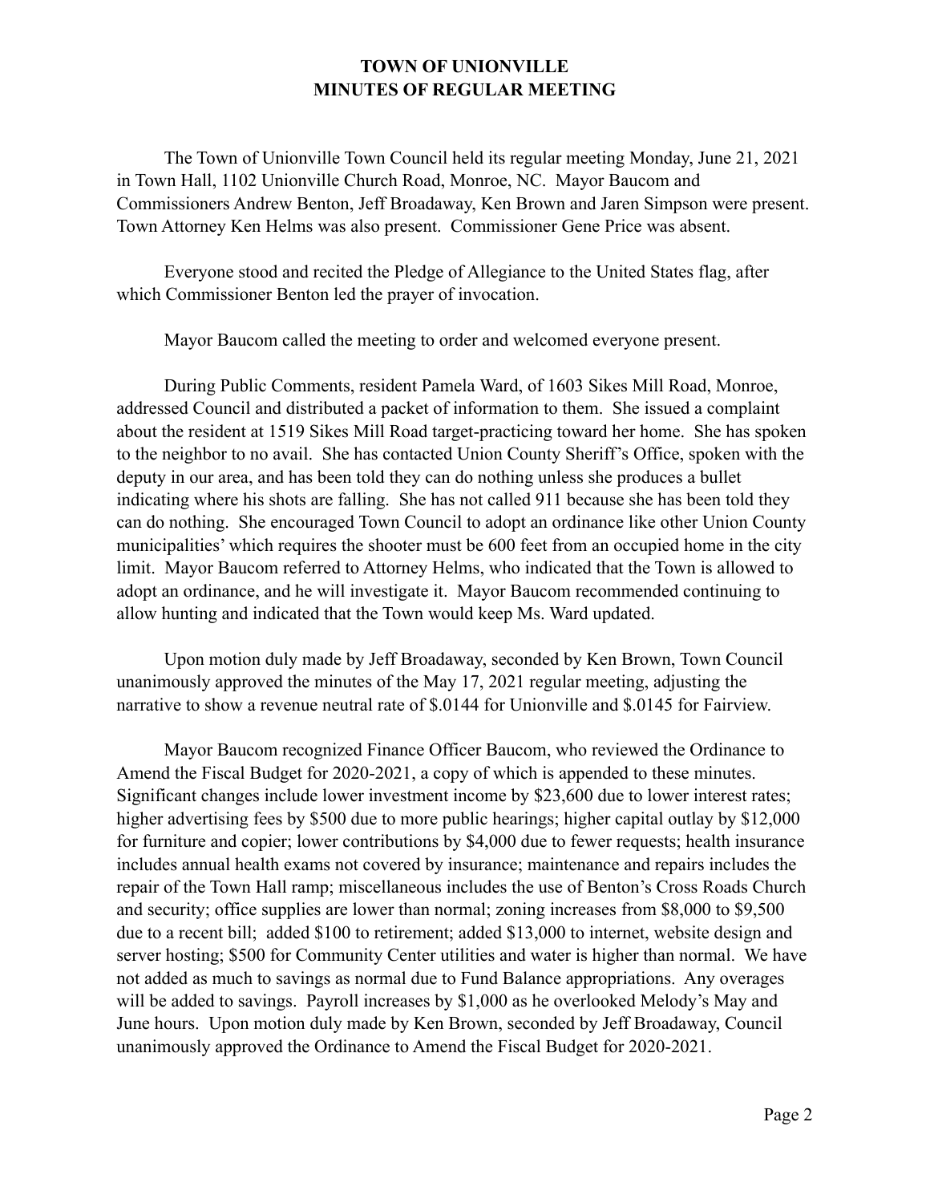# TOWN OF UNIONVILLE
# MINUTES OF REGULAR MEETING

The Town of Unionville Town Council held its regular meeting Monday, June 21, 2021 in Town Hall, 1102 Unionville Church Road, Monroe, NC. Mayor Baucom and Commissioners Andrew Benton, Jeff Broadaway, Ken Brown and Jaren Simpson were present. Town Attorney Ken Helms was also present. Commissioner Gene Price was absent.

Everyone stood and recited the Pledge of Allegiance to the United States flag, after which Commissioner Benton led the prayer of invocation.

Mayor Baucom called the meeting to order and welcomed everyone present.

During Public Comments, resident Pamela Ward, of 1603 Sikes Mill Road, Monroe, addressed Council and distributed a packet of information to them. She issued a complaint about the resident at 1519 Sikes Mill Road target-practicing toward her home. She has spoken to the neighbor to no avail. She has contacted Union County Sheriff's Office, spoken with the deputy in our area, and has been told they can do nothing unless she produces a bullet indicating where his shots are falling. She has not called 911 because she has been told they can do nothing. She encouraged Town Council to adopt an ordinance like other Union County municipalities' which requires the shooter must be 600 feet from an occupied home in the city limit. Mayor Baucom referred to Attorney Helms, who indicated that the Town is allowed to adopt an ordinance, and he will investigate it. Mayor Baucom recommended continuing to allow hunting and indicated that the Town would keep Ms. Ward updated.

Upon motion duly made by Jeff Broadaway, seconded by Ken Brown, Town Council unanimously approved the minutes of the May 17, 2021 regular meeting, adjusting the narrative to show a revenue neutral rate of $.0144 for Unionville and $.0145 for Fairview.

Mayor Baucom recognized Finance Officer Baucom, who reviewed the Ordinance to Amend the Fiscal Budget for 2020-2021, a copy of which is appended to these minutes. Significant changes include lower investment income by $23,600 due to lower interest rates; higher advertising fees by $500 due to more public hearings; higher capital outlay by $12,000 for furniture and copier; lower contributions by $4,000 due to fewer requests; health insurance includes annual health exams not covered by insurance; maintenance and repairs includes the repair of the Town Hall ramp; miscellaneous includes the use of Benton's Cross Roads Church and security; office supplies are lower than normal; zoning increases from $8,000 to $9,500 due to a recent bill; added $100 to retirement; added $13,000 to internet, website design and server hosting; $500 for Community Center utilities and water is higher than normal. We have not added as much to savings as normal due to Fund Balance appropriations. Any overages will be added to savings. Payroll increases by $1,000 as he overlooked Melody's May and June hours. Upon motion duly made by Ken Brown, seconded by Jeff Broadaway, Council unanimously approved the Ordinance to Amend the Fiscal Budget for 2020-2021.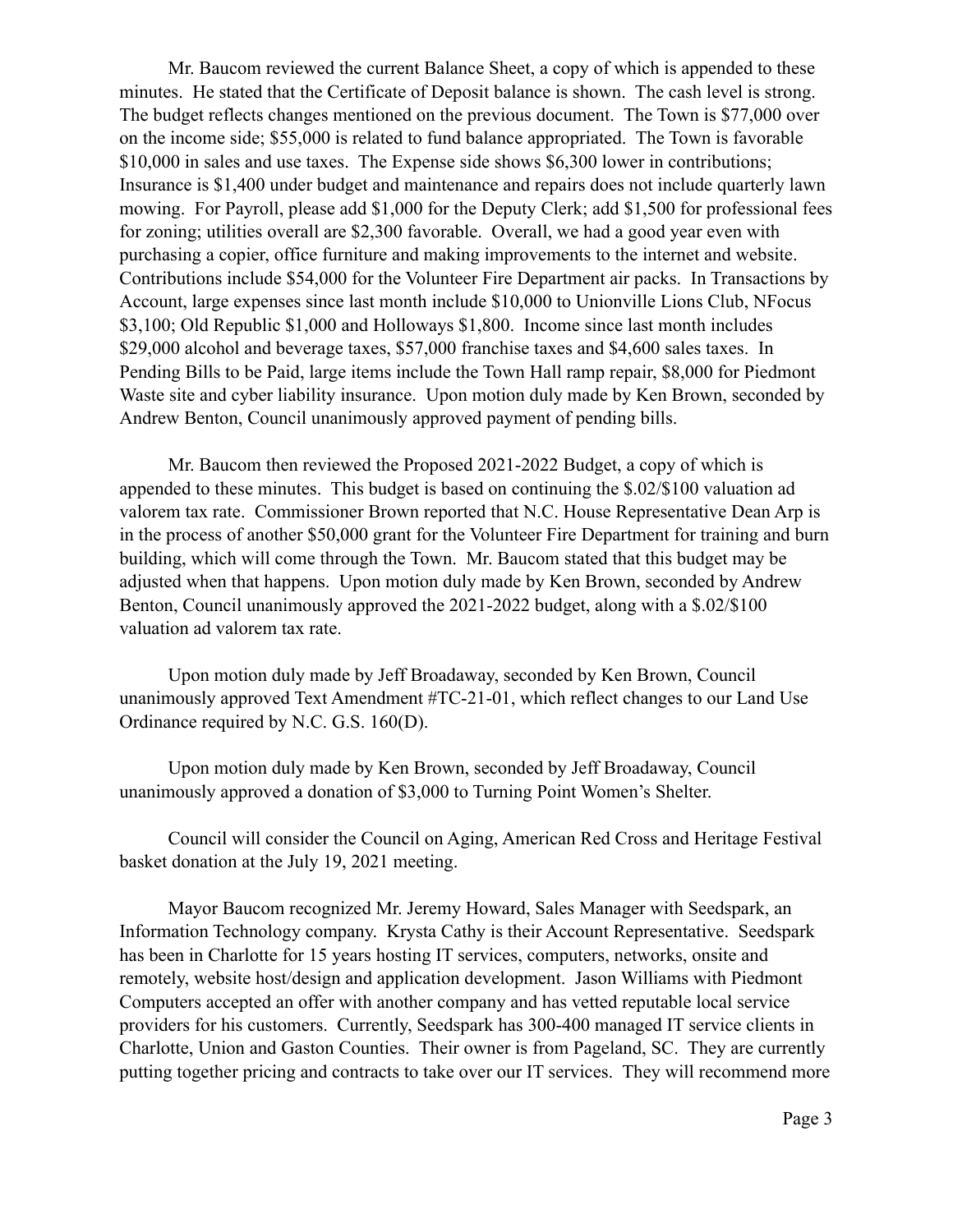Mr. Baucom reviewed the current Balance Sheet, a copy of which is appended to these minutes. He stated that the Certificate of Deposit balance is shown. The cash level is strong. The budget reflects changes mentioned on the previous document. The Town is $77,000 over on the income side; $55,000 is related to fund balance appropriated. The Town is favorable $10,000 in sales and use taxes. The Expense side shows $6,300 lower in contributions; Insurance is $1,400 under budget and maintenance and repairs does not include quarterly lawn mowing. For Payroll, please add $1,000 for the Deputy Clerk; add $1,500 for professional fees for zoning; utilities overall are $2,300 favorable. Overall, we had a good year even with purchasing a copier, office furniture and making improvements to the internet and website. Contributions include $54,000 for the Volunteer Fire Department air packs. In Transactions by Account, large expenses since last month include $10,000 to Unionville Lions Club, NFocus $3,100; Old Republic $1,000 and Holloways $1,800. Income since last month includes $29,000 alcohol and beverage taxes, $57,000 franchise taxes and $4,600 sales taxes. In Pending Bills to be Paid, large items include the Town Hall ramp repair, $8,000 for Piedmont Waste site and cyber liability insurance. Upon motion duly made by Ken Brown, seconded by Andrew Benton, Council unanimously approved payment of pending bills.

Mr. Baucom then reviewed the Proposed 2021-2022 Budget, a copy of which is appended to these minutes. This budget is based on continuing the $.02/$100 valuation ad valorem tax rate. Commissioner Brown reported that N.C. House Representative Dean Arp is in the process of another $50,000 grant for the Volunteer Fire Department for training and burn building, which will come through the Town. Mr. Baucom stated that this budget may be adjusted when that happens. Upon motion duly made by Ken Brown, seconded by Andrew Benton, Council unanimously approved the 2021-2022 budget, along with a $.02/$100 valuation ad valorem tax rate.

Upon motion duly made by Jeff Broadaway, seconded by Ken Brown, Council unanimously approved Text Amendment #TC-21-01, which reflect changes to our Land Use Ordinance required by N.C. G.S. 160(D).

Upon motion duly made by Ken Brown, seconded by Jeff Broadaway, Council unanimously approved a donation of $3,000 to Turning Point Women's Shelter.

Council will consider the Council on Aging, American Red Cross and Heritage Festival basket donation at the July 19, 2021 meeting.

Mayor Baucom recognized Mr. Jeremy Howard, Sales Manager with Seedspark, an Information Technology company. Krysta Cathy is their Account Representative. Seedspark has been in Charlotte for 15 years hosting IT services, computers, networks, onsite and remotely, website host/design and application development. Jason Williams with Piedmont Computers accepted an offer with another company and has vetted reputable local service providers for his customers. Currently, Seedspark has 300-400 managed IT service clients in Charlotte, Union and Gaston Counties. Their owner is from Pageland, SC. They are currently putting together pricing and contracts to take over our IT services. They will recommend more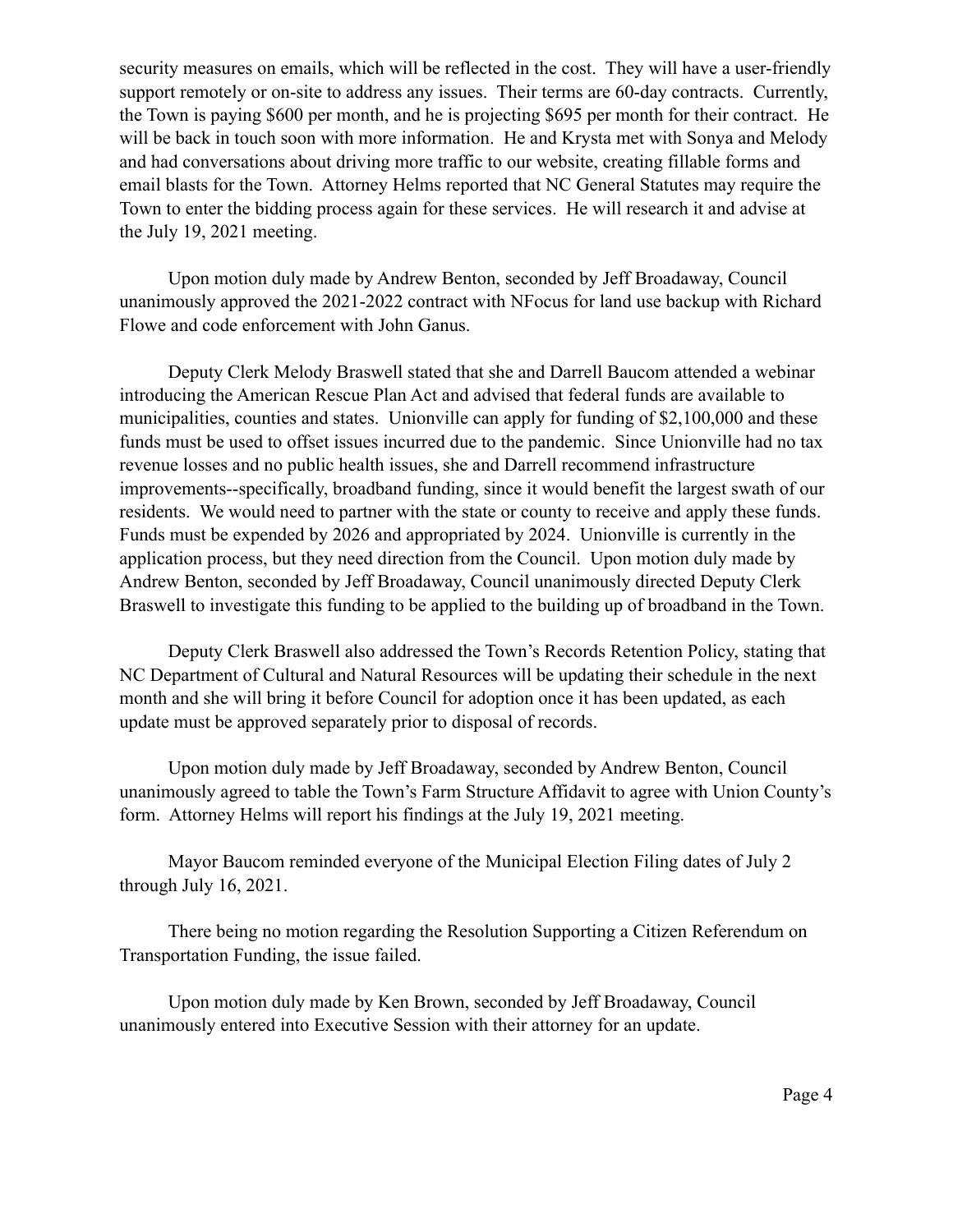security measures on emails, which will be reflected in the cost. They will have a user-friendly support remotely or on-site to address any issues. Their terms are 60-day contracts. Currently, the Town is paying $600 per month, and he is projecting $695 per month for their contract. He will be back in touch soon with more information. He and Krysta met with Sonya and Melody and had conversations about driving more traffic to our website, creating fillable forms and email blasts for the Town. Attorney Helms reported that NC General Statutes may require the Town to enter the bidding process again for these services. He will research it and advise at the July 19, 2021 meeting.

Upon motion duly made by Andrew Benton, seconded by Jeff Broadaway, Council unanimously approved the 2021-2022 contract with NFocus for land use backup with Richard Flowe and code enforcement with John Ganus.

Deputy Clerk Melody Braswell stated that she and Darrell Baucom attended a webinar introducing the American Rescue Plan Act and advised that federal funds are available to municipalities, counties and states. Unionville can apply for funding of $2,100,000 and these funds must be used to offset issues incurred due to the pandemic. Since Unionville had no tax revenue losses and no public health issues, she and Darrell recommend infrastructure improvements--specifically, broadband funding, since it would benefit the largest swath of our residents. We would need to partner with the state or county to receive and apply these funds. Funds must be expended by 2026 and appropriated by 2024. Unionville is currently in the application process, but they need direction from the Council. Upon motion duly made by Andrew Benton, seconded by Jeff Broadaway, Council unanimously directed Deputy Clerk Braswell to investigate this funding to be applied to the building up of broadband in the Town.

Deputy Clerk Braswell also addressed the Town's Records Retention Policy, stating that NC Department of Cultural and Natural Resources will be updating their schedule in the next month and she will bring it before Council for adoption once it has been updated, as each update must be approved separately prior to disposal of records.

Upon motion duly made by Jeff Broadaway, seconded by Andrew Benton, Council unanimously agreed to table the Town's Farm Structure Affidavit to agree with Union County's form. Attorney Helms will report his findings at the July 19, 2021 meeting.

Mayor Baucom reminded everyone of the Municipal Election Filing dates of July 2 through July 16, 2021.

There being no motion regarding the Resolution Supporting a Citizen Referendum on Transportation Funding, the issue failed.

Upon motion duly made by Ken Brown, seconded by Jeff Broadaway, Council unanimously entered into Executive Session with their attorney for an update.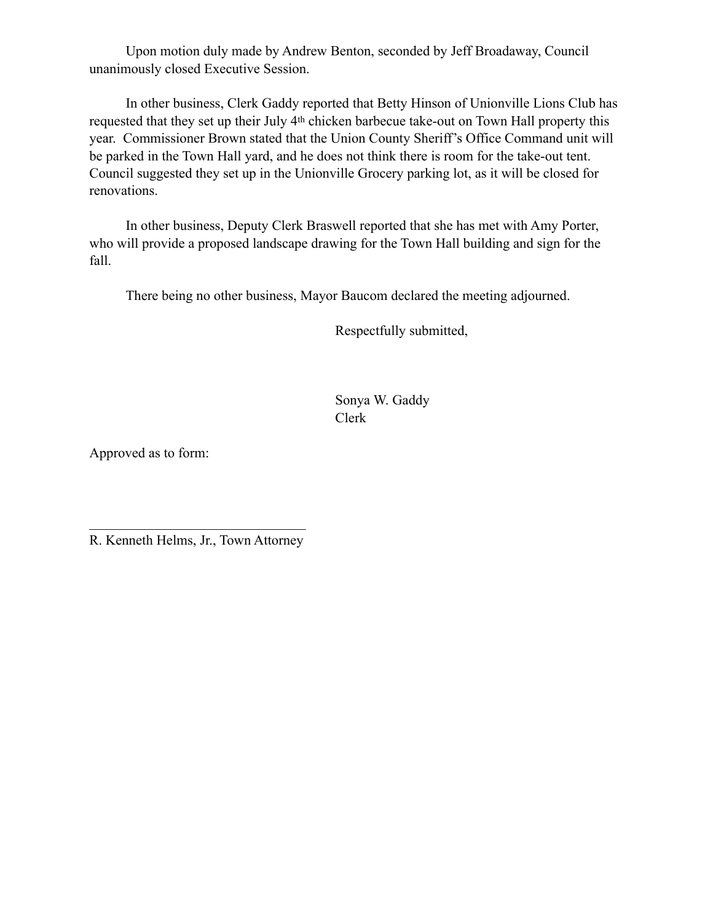Upon motion duly made by Andrew Benton, seconded by Jeff Broadaway, Council unanimously closed Executive Session.

In other business, Clerk Gaddy reported that Betty Hinson of Unionville Lions Club has requested that they set up their July 4th chicken barbecue take-out on Town Hall property this year. Commissioner Brown stated that the Union County Sheriff's Office Command unit will be parked in the Town Hall yard, and he does not think there is room for the take-out tent. Council suggested they set up in the Unionville Grocery parking lot, as it will be closed for renovations.

In other business, Deputy Clerk Braswell reported that she has met with Amy Porter, who will provide a proposed landscape drawing for the Town Hall building and sign for the fall.

There being no other business, Mayor Baucom declared the meeting adjourned.

Respectfully submitted,

Sonya W. Gaddy  
Clerk

Approved as to form:

\_\_\_\_\_\_\_\_\_\_\_\_\_\_\_\_\_\_\_\_\_\_\_\_\_\_\_\_\_\_\_\_\_\_\_\_  
R. Kenneth Helms, Jr., Town Attorney